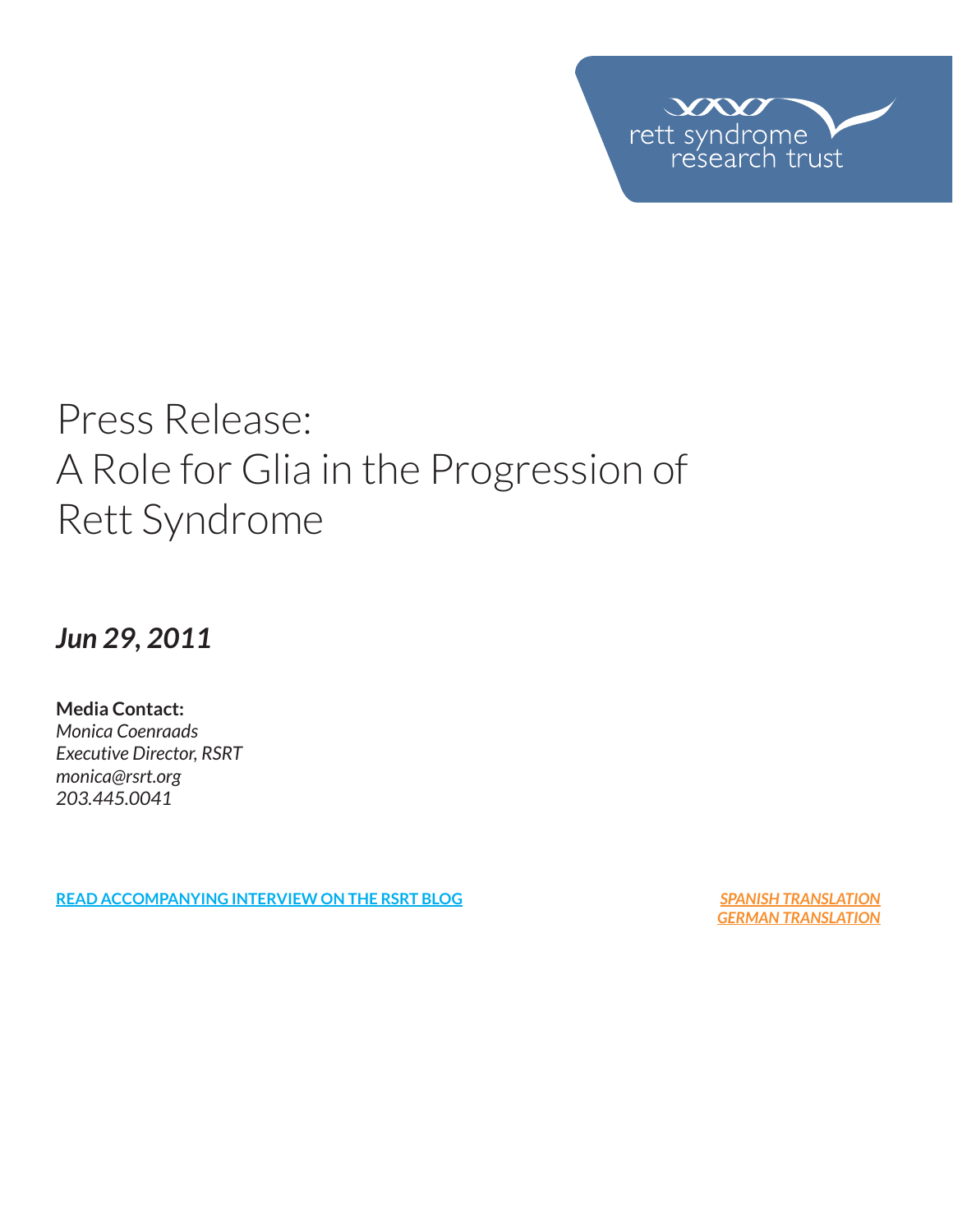rett syndrome research trust

# Press Release: A Role for Glia in the Progression of Rett Syndrome

***Jun 29, 2011***

**Media Contact:**
*Monica Coenraads*
*Executive Director, RSRT*
*monica@rsrt.org*
*203.445.0041*

**READ ACCOMPANYING INTERVIEW ON THE RSRT BLOG**

***SPANISH TRANSLATION***
***GERMAN TRANSLATION***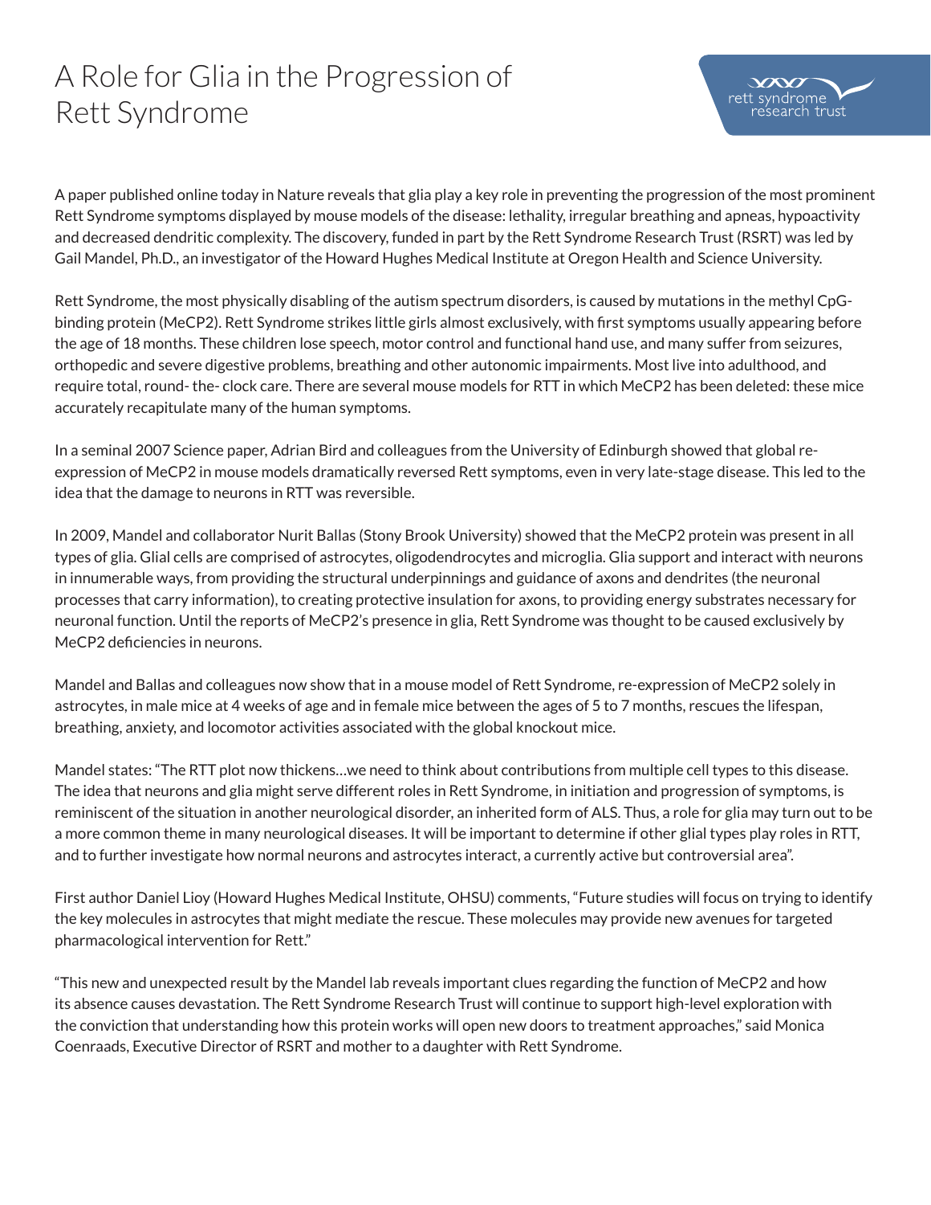# A Role for Glia in the Progression of Rett Syndrome

A paper published online today in Nature reveals that glia play a key role in preventing the progression of the most prominent Rett Syndrome symptoms displayed by mouse models of the disease: lethality, irregular breathing and apneas, hypoactivity and decreased dendritic complexity. The discovery, funded in part by the Rett Syndrome Research Trust (RSRT) was led by Gail Mandel, Ph.D., an investigator of the Howard Hughes Medical Institute at Oregon Health and Science University.

Rett Syndrome, the most physically disabling of the autism spectrum disorders, is caused by mutations in the methyl CpG-binding protein (MeCP2). Rett Syndrome strikes little girls almost exclusively, with first symptoms usually appearing before the age of 18 months. These children lose speech, motor control and functional hand use, and many suffer from seizures, orthopedic and severe digestive problems, breathing and other autonomic impairments. Most live into adulthood, and require total, round- the- clock care. There are several mouse models for RTT in which MeCP2 has been deleted: these mice accurately recapitulate many of the human symptoms.

In a seminal 2007 Science paper, Adrian Bird and colleagues from the University of Edinburgh showed that global re-expression of MeCP2 in mouse models dramatically reversed Rett symptoms, even in very late-stage disease. This led to the idea that the damage to neurons in RTT was reversible.

In 2009, Mandel and collaborator Nurit Ballas (Stony Brook University) showed that the MeCP2 protein was present in all types of glia. Glial cells are comprised of astrocytes, oligodendrocytes and microglia. Glia support and interact with neurons in innumerable ways, from providing the structural underpinnings and guidance of axons and dendrites (the neuronal processes that carry information), to creating protective insulation for axons, to providing energy substrates necessary for neuronal function. Until the reports of MeCP2's presence in glia, Rett Syndrome was thought to be caused exclusively by MeCP2 deficiencies in neurons.

Mandel and Ballas and colleagues now show that in a mouse model of Rett Syndrome, re-expression of MeCP2 solely in astrocytes, in male mice at 4 weeks of age and in female mice between the ages of 5 to 7 months, rescues the lifespan, breathing, anxiety, and locomotor activities associated with the global knockout mice.

Mandel states: "The RTT plot now thickens…we need to think about contributions from multiple cell types to this disease. The idea that neurons and glia might serve different roles in Rett Syndrome, in initiation and progression of symptoms, is reminiscent of the situation in another neurological disorder, an inherited form of ALS. Thus, a role for glia may turn out to be a more common theme in many neurological diseases. It will be important to determine if other glial types play roles in RTT, and to further investigate how normal neurons and astrocytes interact, a currently active but controversial area".

First author Daniel Lioy (Howard Hughes Medical Institute, OHSU) comments, "Future studies will focus on trying to identify the key molecules in astrocytes that might mediate the rescue. These molecules may provide new avenues for targeted pharmacological intervention for Rett."

"This new and unexpected result by the Mandel lab reveals important clues regarding the function of MeCP2 and how its absence causes devastation. The Rett Syndrome Research Trust will continue to support high-level exploration with the conviction that understanding how this protein works will open new doors to treatment approaches," said Monica Coenraads, Executive Director of RSRT and mother to a daughter with Rett Syndrome.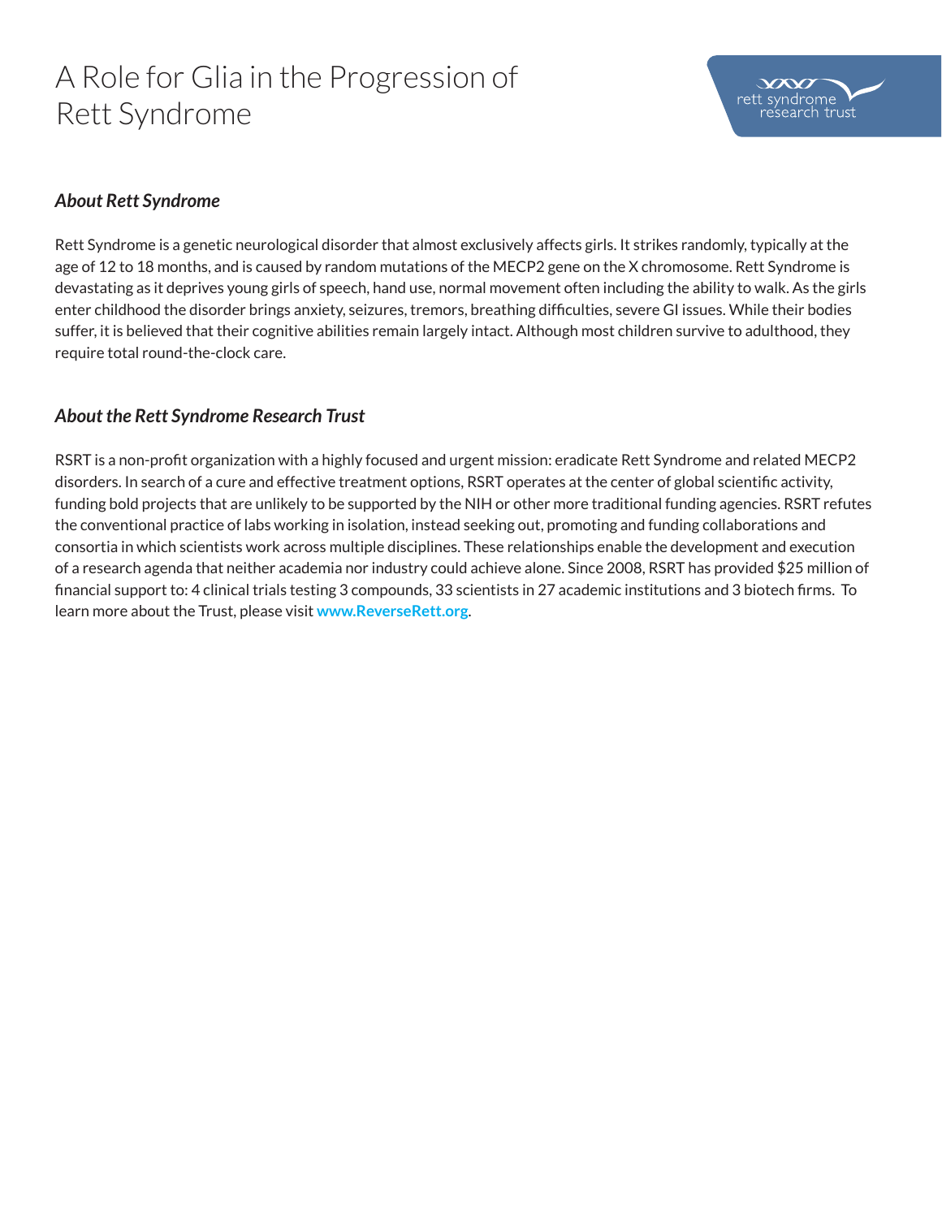# A Role for Glia in the Progression of Rett Syndrome

### *About Rett Syndrome*

Rett Syndrome is a genetic neurological disorder that almost exclusively affects girls. It strikes randomly, typically at the age of 12 to 18 months, and is caused by random mutations of the MECP2 gene on the X chromosome. Rett Syndrome is devastating as it deprives young girls of speech, hand use, normal movement often including the ability to walk. As the girls enter childhood the disorder brings anxiety, seizures, tremors, breathing difficulties, severe GI issues. While their bodies suffer, it is believed that their cognitive abilities remain largely intact. Although most children survive to adulthood, they require total round-the-clock care.

### *About the Rett Syndrome Research Trust*

RSRT is a non-profit organization with a highly focused and urgent mission: eradicate Rett Syndrome and related MECP2 disorders. In search of a cure and effective treatment options, RSRT operates at the center of global scientific activity, funding bold projects that are unlikely to be supported by the NIH or other more traditional funding agencies. RSRT refutes the conventional practice of labs working in isolation, instead seeking out, promoting and funding collaborations and consortia in which scientists work across multiple disciplines. These relationships enable the development and execution of a research agenda that neither academia nor industry could achieve alone. Since 2008, RSRT has provided $25 million of financial support to: 4 clinical trials testing 3 compounds, 33 scientists in 27 academic institutions and 3 biotech firms. To learn more about the Trust, please visit **www.ReverseRett.org**.